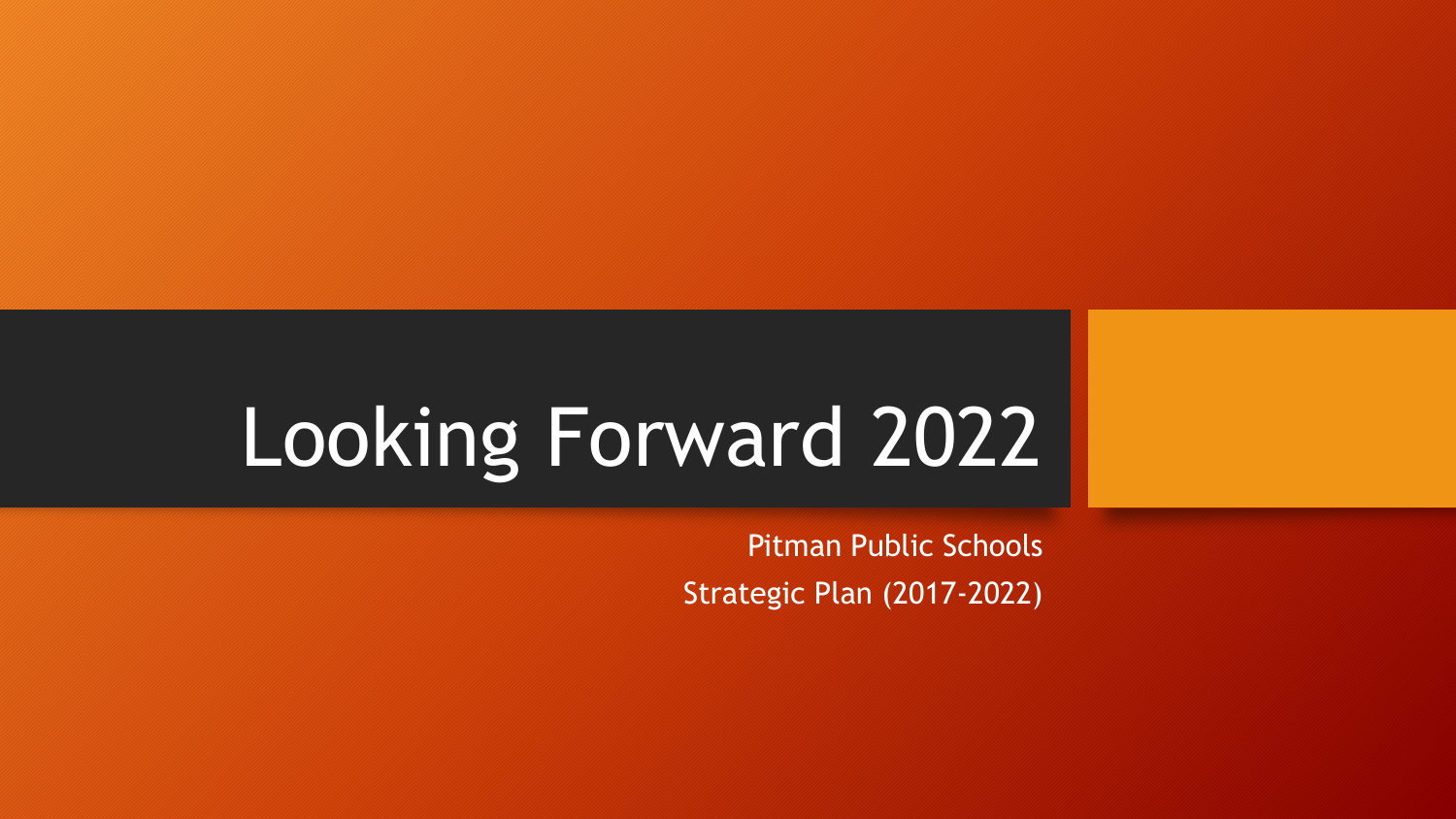# Looking Forward 2022

Pitman Public Schools

Strategic Plan (2017-2022)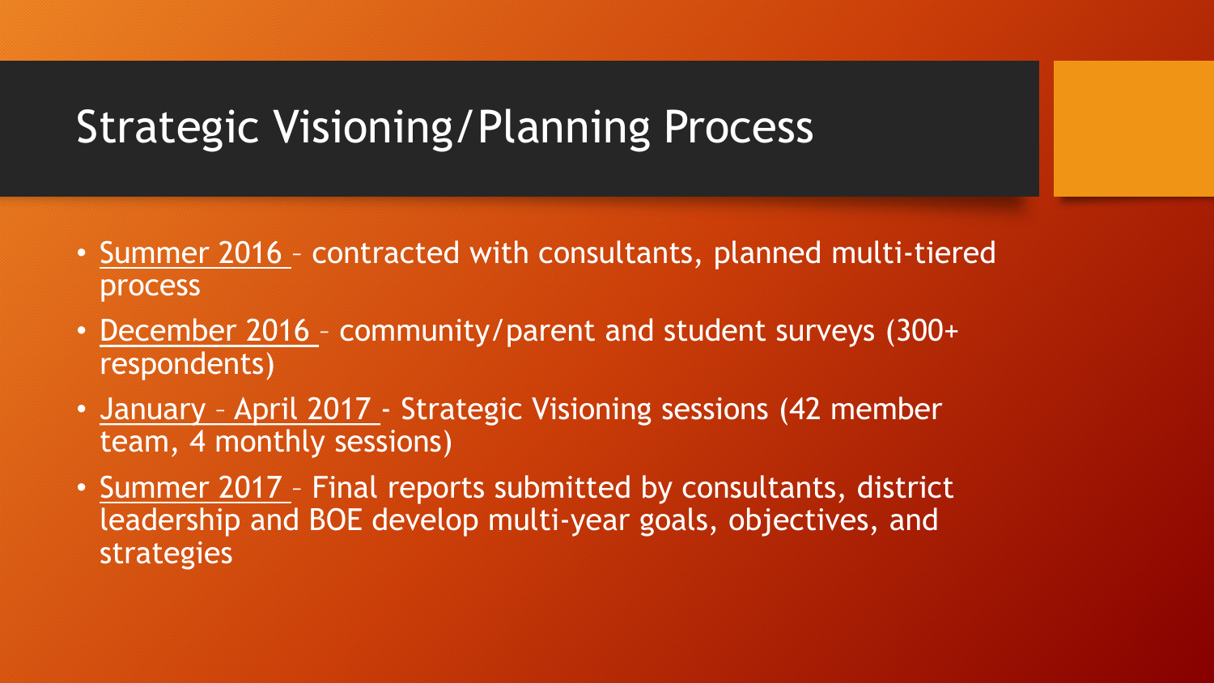# Strategic Visioning/Planning Process

- Summer 2016 – contracted with consultants, planned multi-tiered process
- December 2016 – community/parent and student surveys (300+ respondents)
- January – April 2017 - Strategic Visioning sessions (42 member team, 4 monthly sessions)
- Summer 2017 – Final reports submitted by consultants, district leadership and BOE develop multi-year goals, objectives, and strategies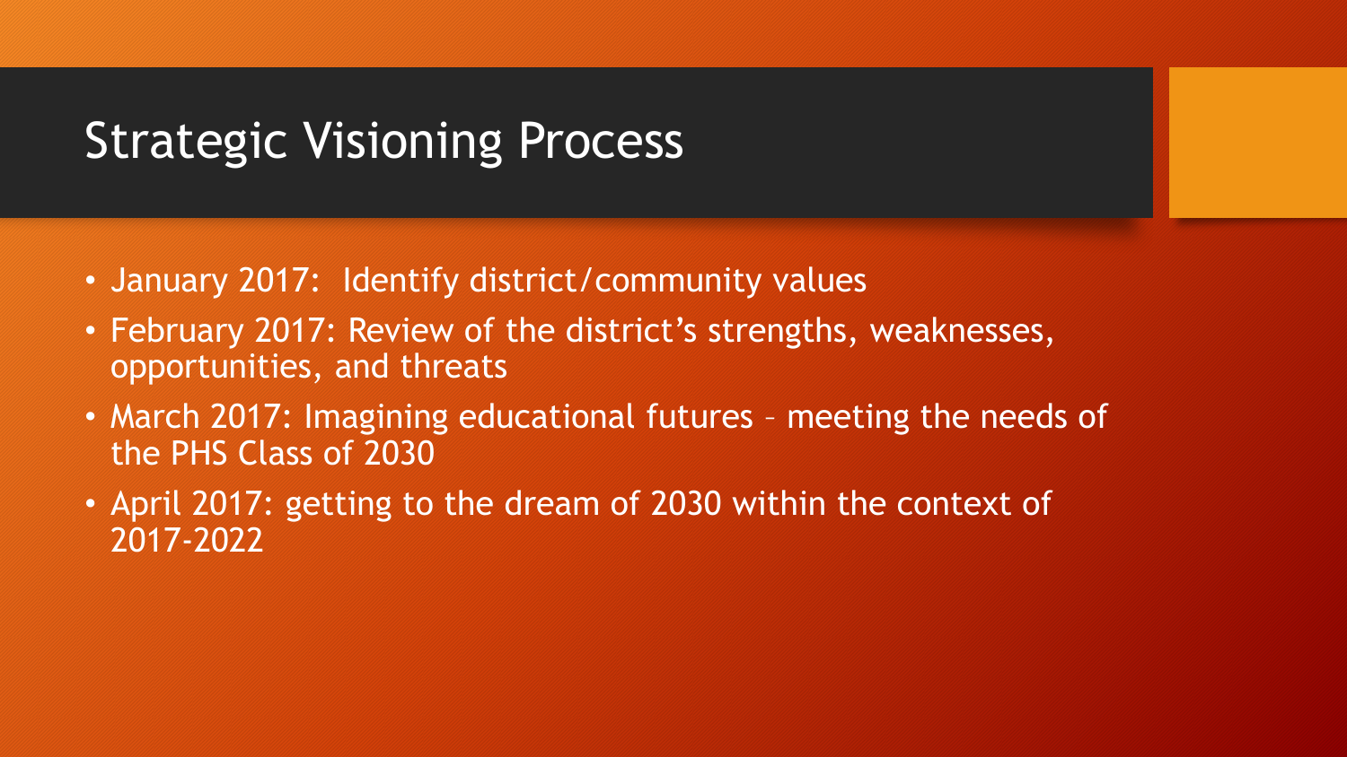# Strategic Visioning Process

- January 2017: Identify district/community values
- February 2017: Review of the district's strengths, weaknesses, opportunities, and threats
- March 2017: Imagining educational futures – meeting the needs of the PHS Class of 2030
- April 2017: getting to the dream of 2030 within the context of 2017-2022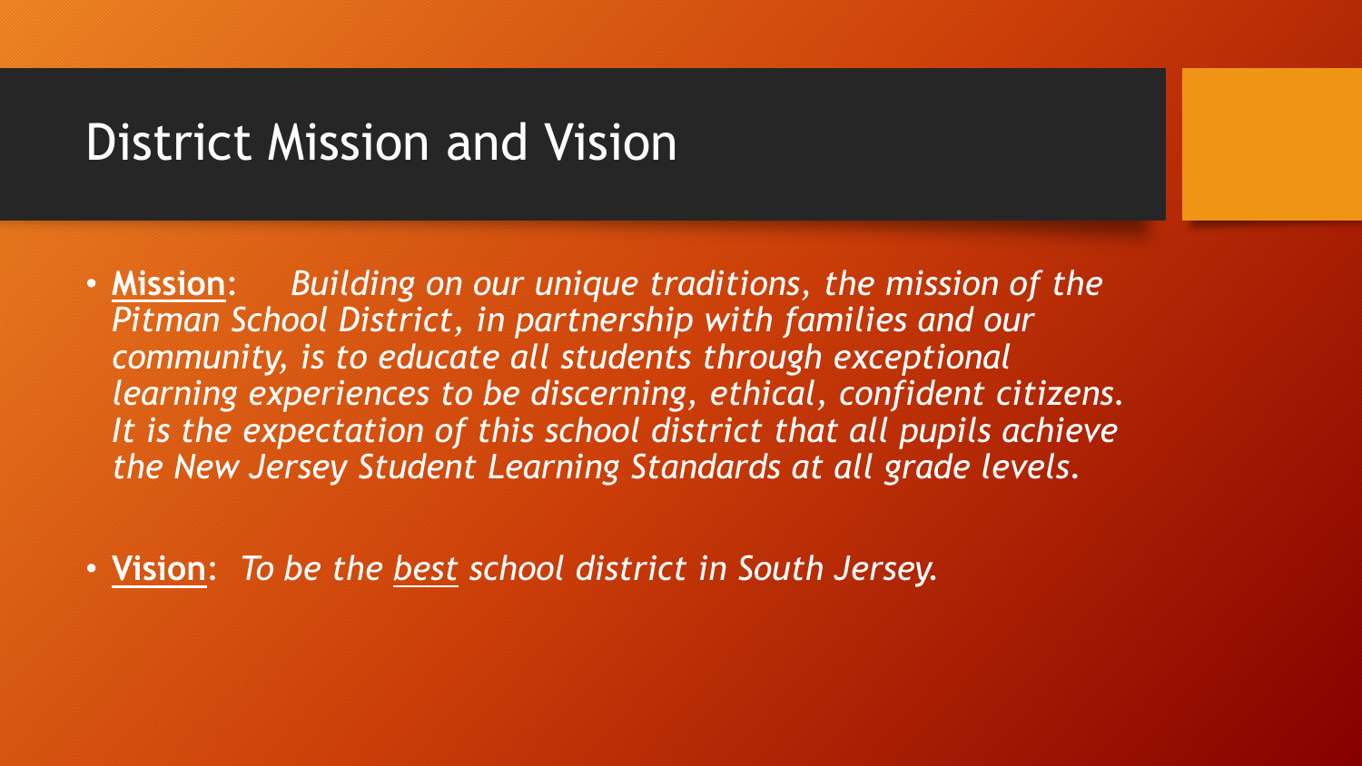# District Mission and Vision

- **Mission**: *Building on our unique traditions, the mission of the Pitman School District, in partnership with families and our community, is to educate all students through exceptional learning experiences to be discerning, ethical, confident citizens. It is the expectation of this school district that all pupils achieve the New Jersey Student Learning Standards at all grade levels.*

- **Vision**: *To be the best school district in South Jersey.*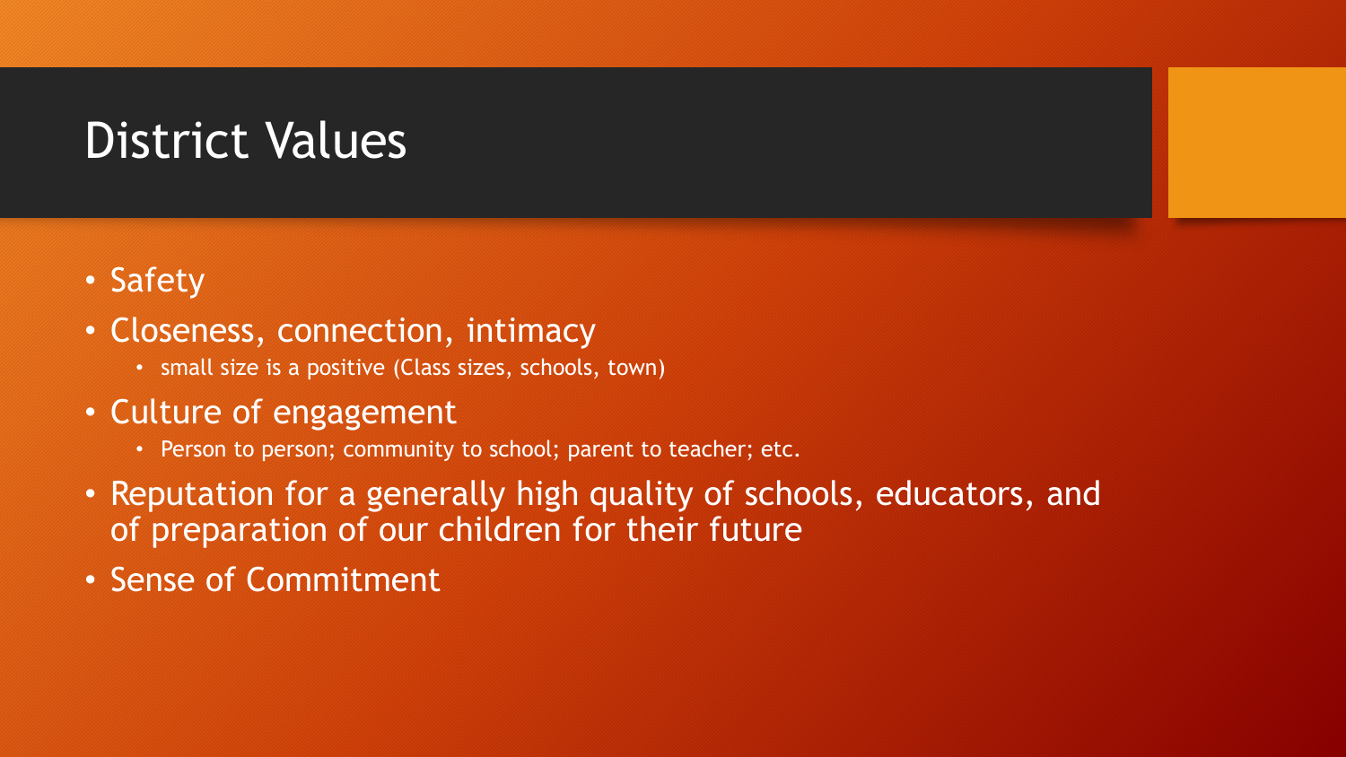# District Values

- Safety
- Closeness, connection, intimacy
  - small size is a positive (Class sizes, schools, town)
- Culture of engagement
  - Person to person; community to school; parent to teacher; etc.
- Reputation for a generally high quality of schools, educators, and of preparation of our children for their future
- Sense of Commitment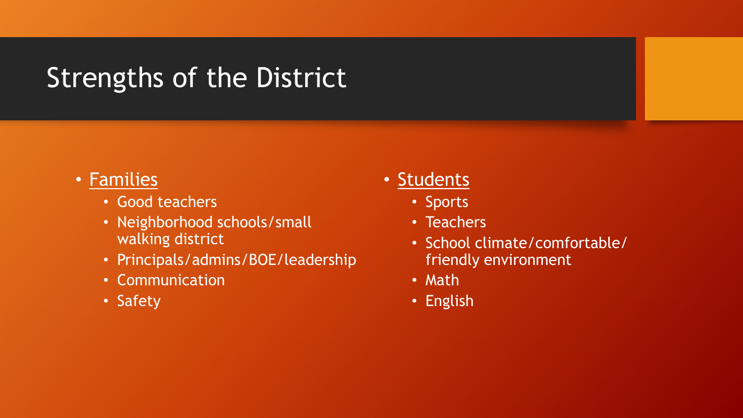# Strengths of the District

- Families
  - Good teachers
  - Neighborhood schools/small walking district
  - Principals/admins/BOE/leadership
  - Communication
  - Safety
- Students
  - Sports
  - Teachers
  - School climate/comfortable/friendly environment
  - Math
  - English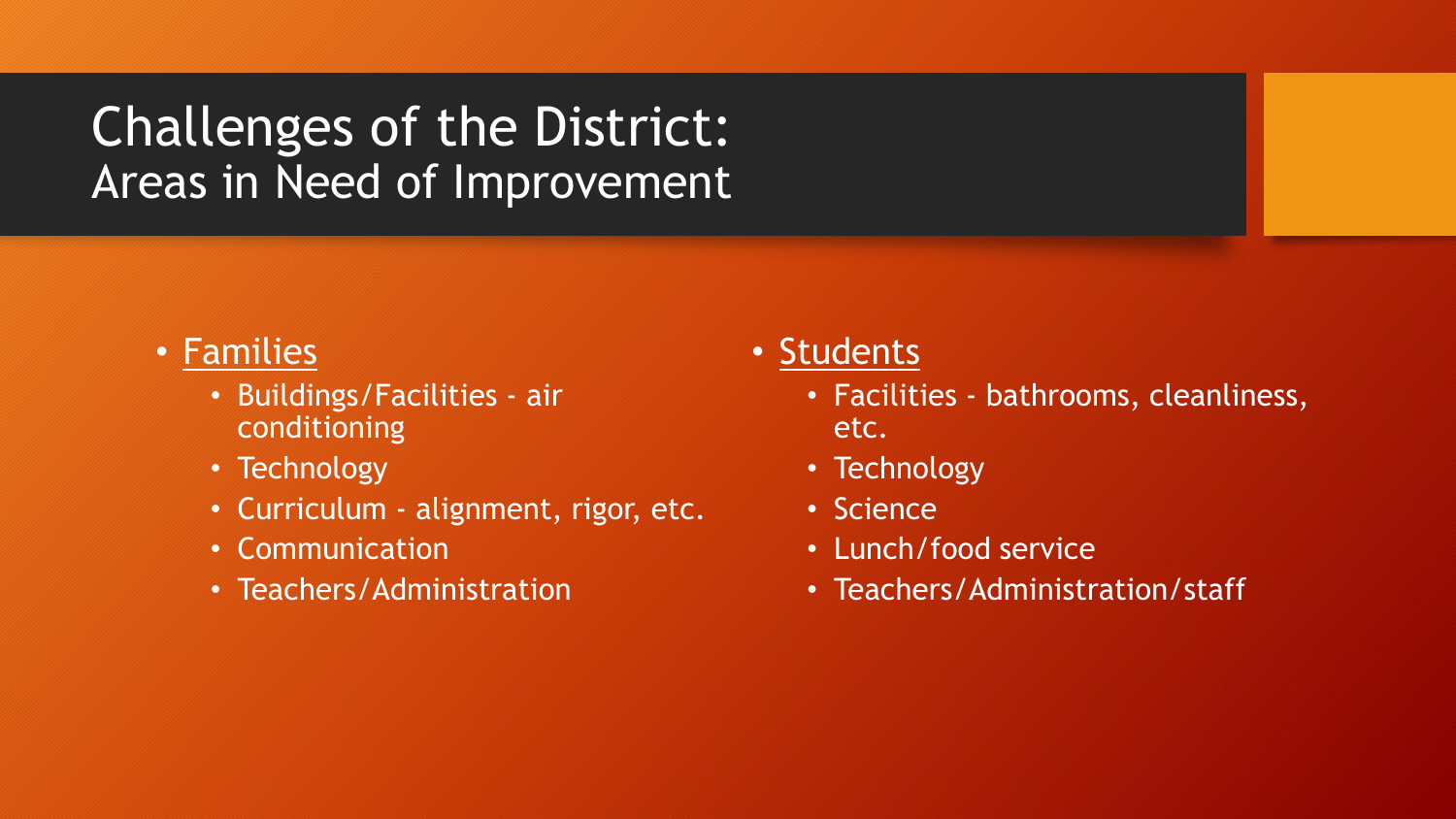# Challenges of the District:
## Areas in Need of Improvement

- <u>Families</u>
  - Buildings/Facilities - air conditioning
  - Technology
  - Curriculum - alignment, rigor, etc.
  - Communication
  - Teachers/Administration

- <u>Students</u>
  - Facilities - bathrooms, cleanliness, etc.
  - Technology
  - Science
  - Lunch/food service
  - Teachers/Administration/staff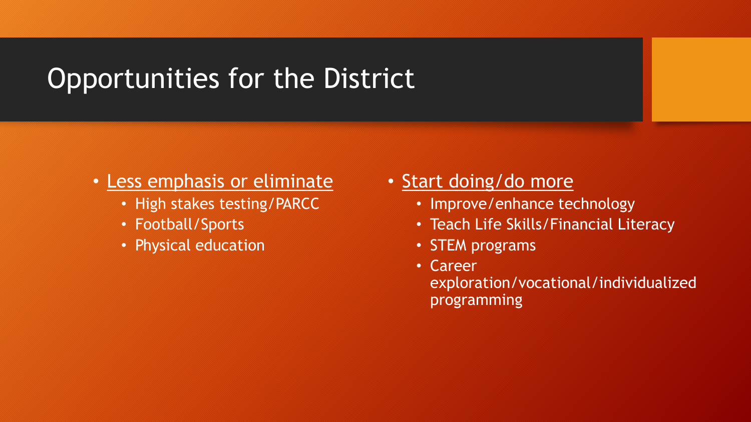# Opportunities for the District

- Less emphasis or eliminate
  - High stakes testing/PARCC
  - Football/Sports
  - Physical education

- Start doing/do more
  - Improve/enhance technology
  - Teach Life Skills/Financial Literacy
  - STEM programs
  - Career exploration/vocational/individualized programming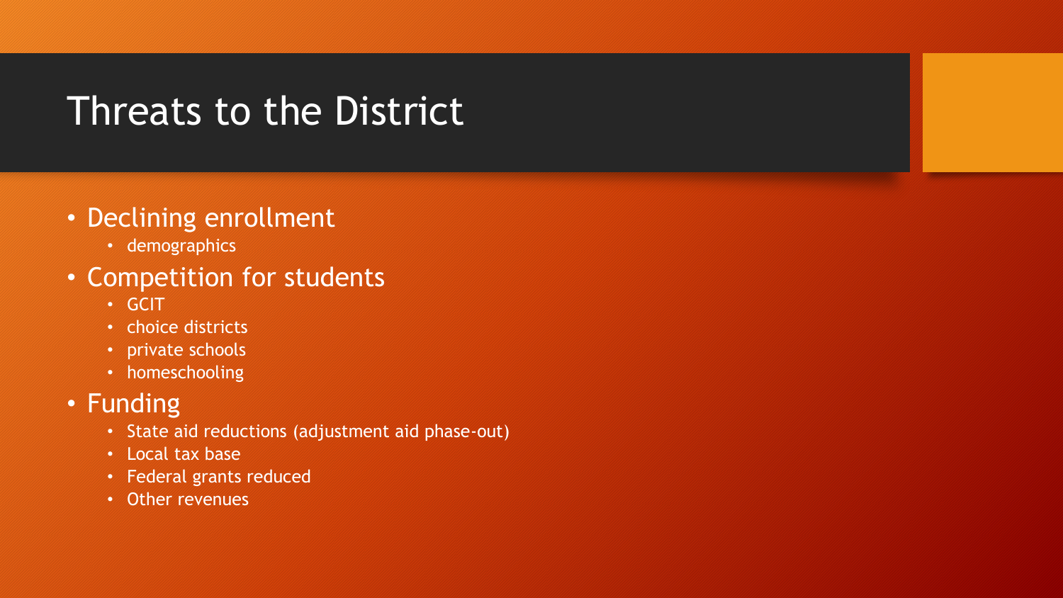# Threats to the District

- Declining enrollment
  - demographics
- Competition for students
  - GCIT
  - choice districts
  - private schools
  - homeschooling
- Funding
  - State aid reductions (adjustment aid phase-out)
  - Local tax base
  - Federal grants reduced
  - Other revenues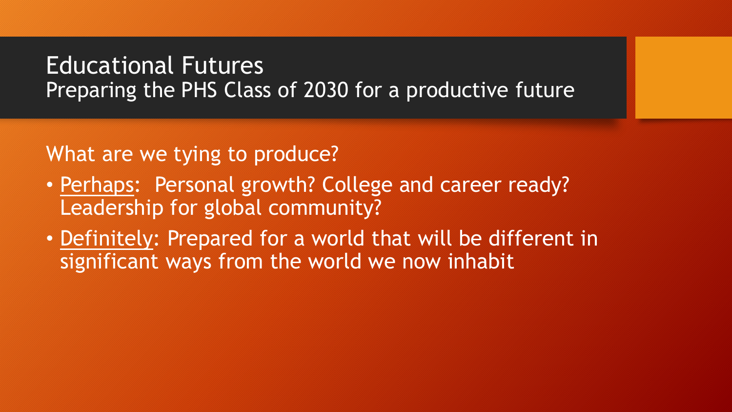# Educational Futures
## Preparing the PHS Class of 2030 for a productive future

What are we tying to produce?

- <u>Perhaps</u>: Personal growth? College and career ready? Leadership for global community?
- <u>Definitely</u>: Prepared for a world that will be different in significant ways from the world we now inhabit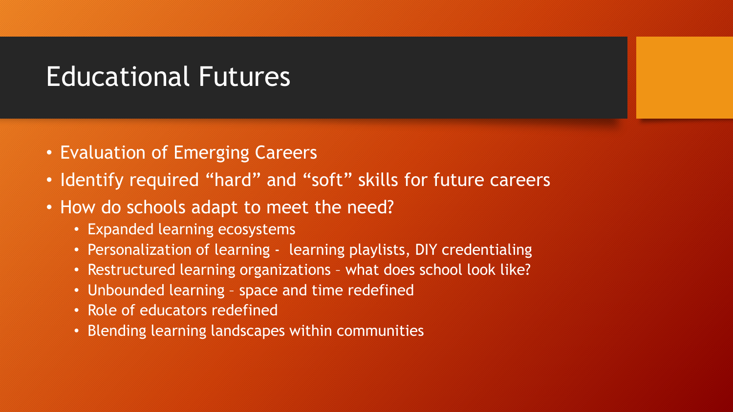# Educational Futures

- Evaluation of Emerging Careers
- Identify required “hard” and “soft” skills for future careers
- How do schools adapt to meet the need?
  - Expanded learning ecosystems
  - Personalization of learning -  learning playlists, DIY credentialing
  - Restructured learning organizations – what does school look like?
  - Unbounded learning – space and time redefined
  - Role of educators redefined
  - Blending learning landscapes within communities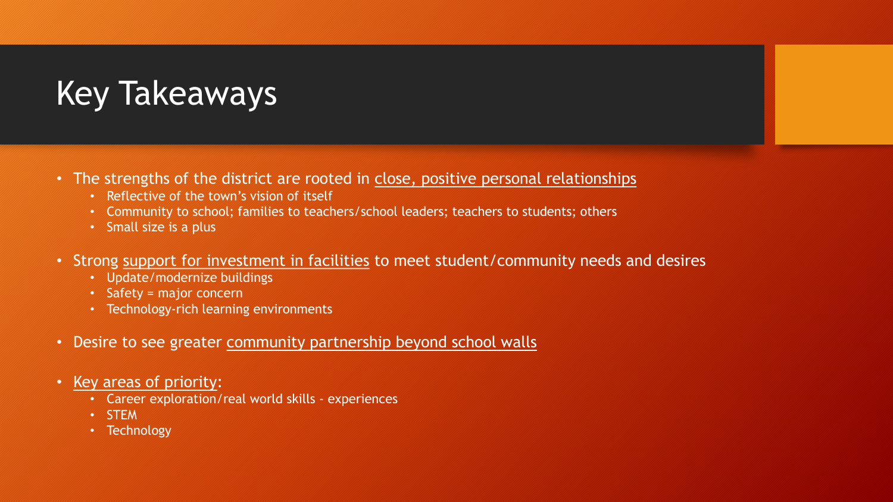# Key Takeaways

- The strengths of the district are rooted in <u>close, positive personal relationships</u>
  - Reflective of the town's vision of itself
  - Community to school; families to teachers/school leaders; teachers to students; others
  - Small size is a plus
- Strong <u>support for investment in facilities</u> to meet student/community needs and desires
  - Update/modernize buildings
  - Safety = major concern
  - Technology-rich learning environments
- Desire to see greater <u>community partnership beyond school walls</u>
- <u>Key areas of priority</u>:
  - Career exploration/real world skills - experiences
  - STEM
  - Technology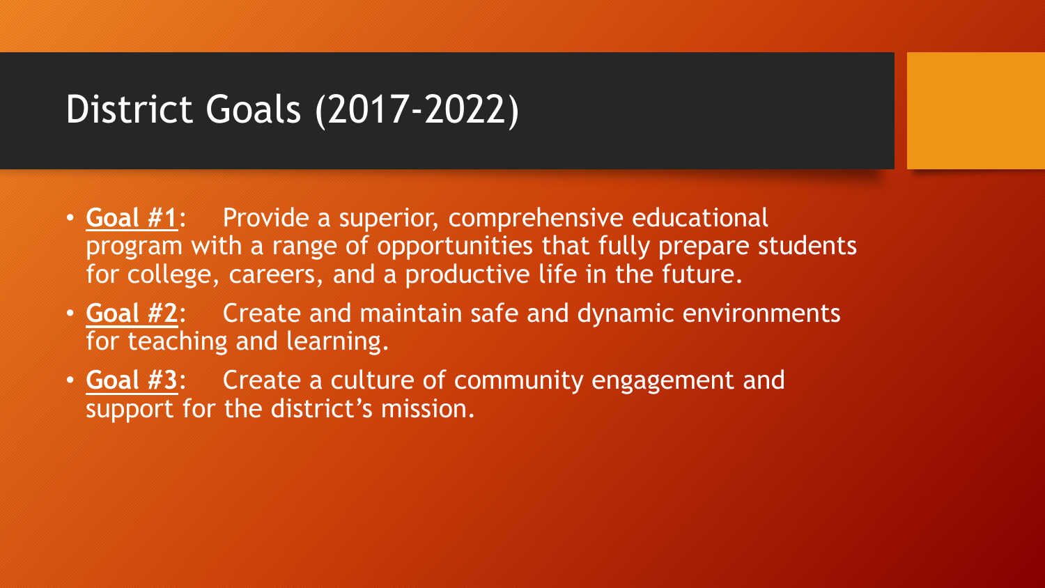# District Goals (2017-2022)

- **Goal #1**: Provide a superior, comprehensive educational program with a range of opportunities that fully prepare students for college, careers, and a productive life in the future.
- **Goal #2**: Create and maintain safe and dynamic environments for teaching and learning.
- **Goal #3**: Create a culture of community engagement and support for the district's mission.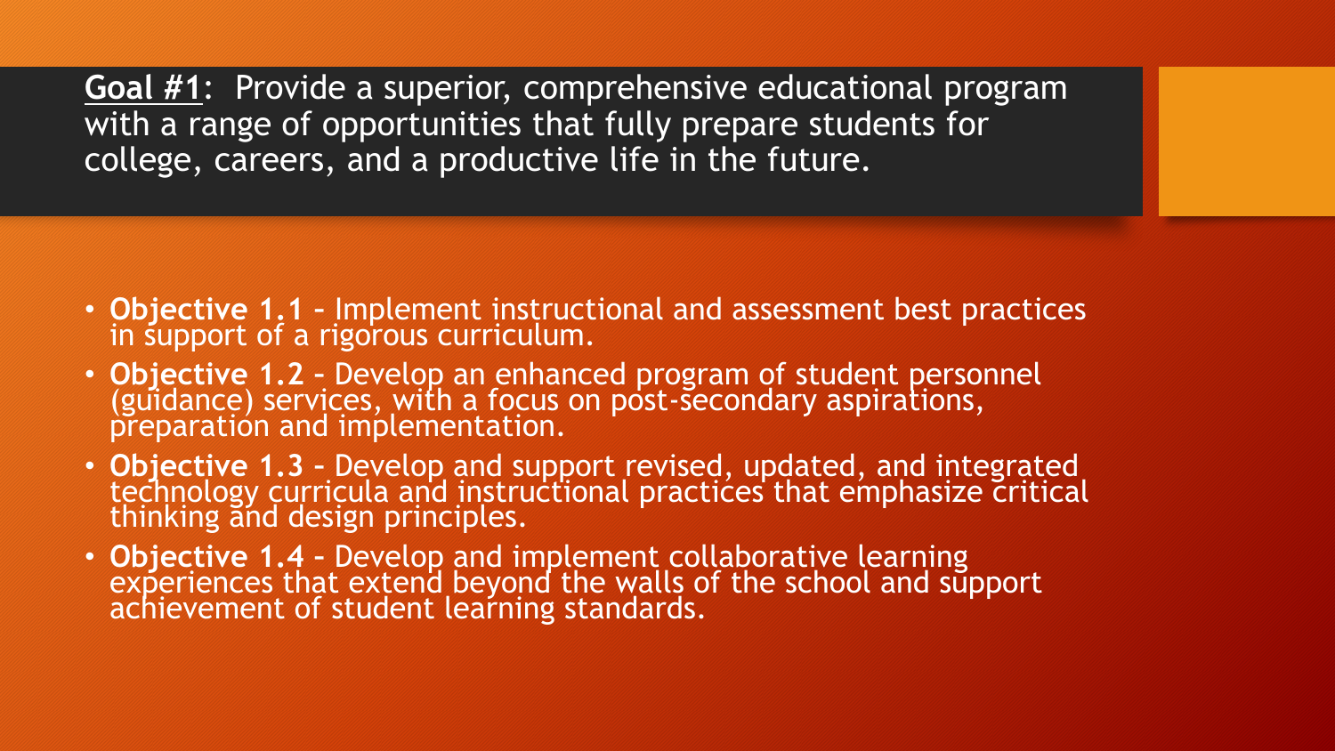**<u>Goal #1</u>**: Provide a superior, comprehensive educational program with a range of opportunities that fully prepare students for college, careers, and a productive life in the future.

- **Objective 1.1** – Implement instructional and assessment best practices in support of a rigorous curriculum.
- **Objective 1.2** – Develop an enhanced program of student personnel (guidance) services, with a focus on post-secondary aspirations, preparation and implementation.
- **Objective 1.3** – Develop and support revised, updated, and integrated technology curricula and instructional practices that emphasize critical thinking and design principles.
- **Objective 1.4** – Develop and implement collaborative learning experiences that extend beyond the walls of the school and support achievement of student learning standards.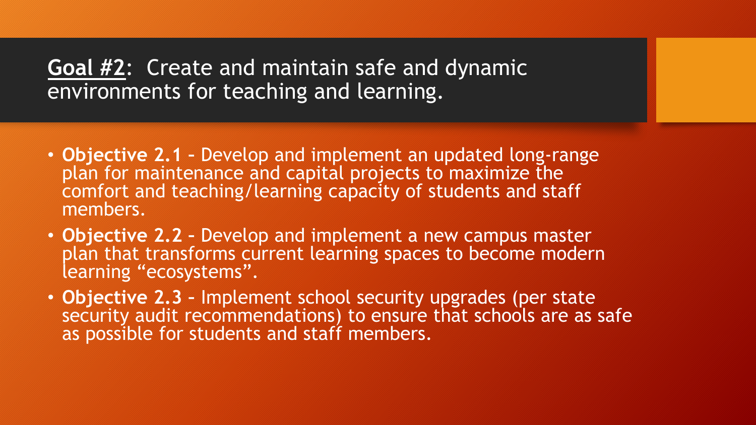## **Goal #2**: Create and maintain safe and dynamic environments for teaching and learning.

- **Objective 2.1** – Develop and implement an updated long-range plan for maintenance and capital projects to maximize the comfort and teaching/learning capacity of students and staff members.
- **Objective 2.2** – Develop and implement a new campus master plan that transforms current learning spaces to become modern learning "ecosystems".
- **Objective 2.3** – Implement school security upgrades (per state security audit recommendations) to ensure that schools are as safe as possible for students and staff members.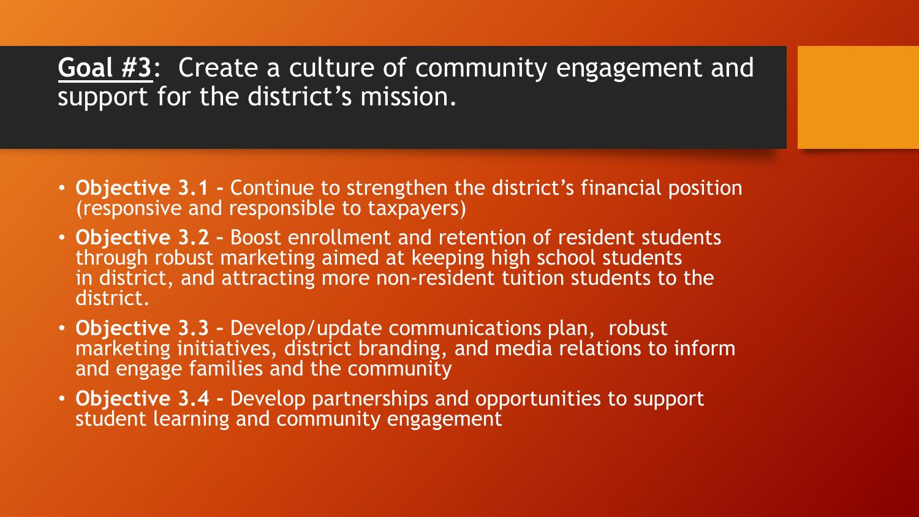## **Goal #3**: Create a culture of community engagement and support for the district's mission.

- **Objective 3.1 -** Continue to strengthen the district's financial position (responsive and responsible to taxpayers)
- **Objective 3.2 –** Boost enrollment and retention of resident students through robust marketing aimed at keeping high school students in district, and attracting more non-resident tuition students to the district.
- **Objective 3.3 –** Develop/update communications plan, robust marketing initiatives, district branding, and media relations to inform and engage families and the community
- **Objective 3.4 -** Develop partnerships and opportunities to support student learning and community engagement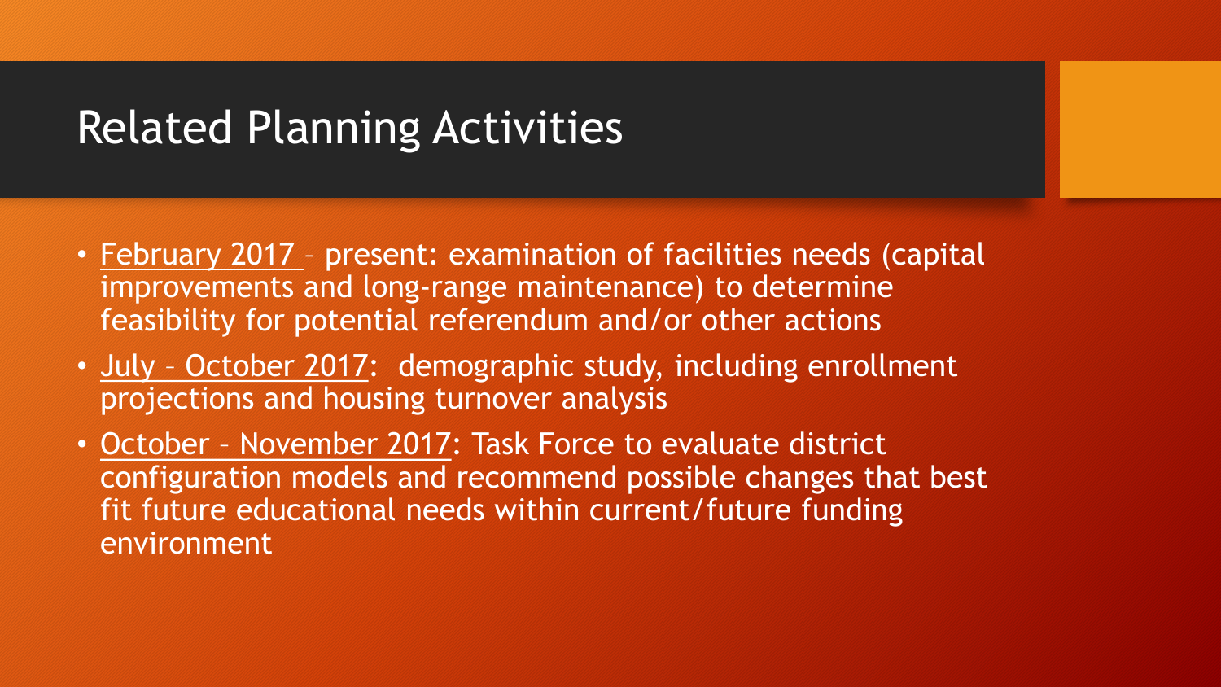# Related Planning Activities

- February 2017 – present: examination of facilities needs (capital improvements and long-range maintenance) to determine feasibility for potential referendum and/or other actions
- July – October 2017: demographic study, including enrollment projections and housing turnover analysis
- October – November 2017: Task Force to evaluate district configuration models and recommend possible changes that best fit future educational needs within current/future funding environment